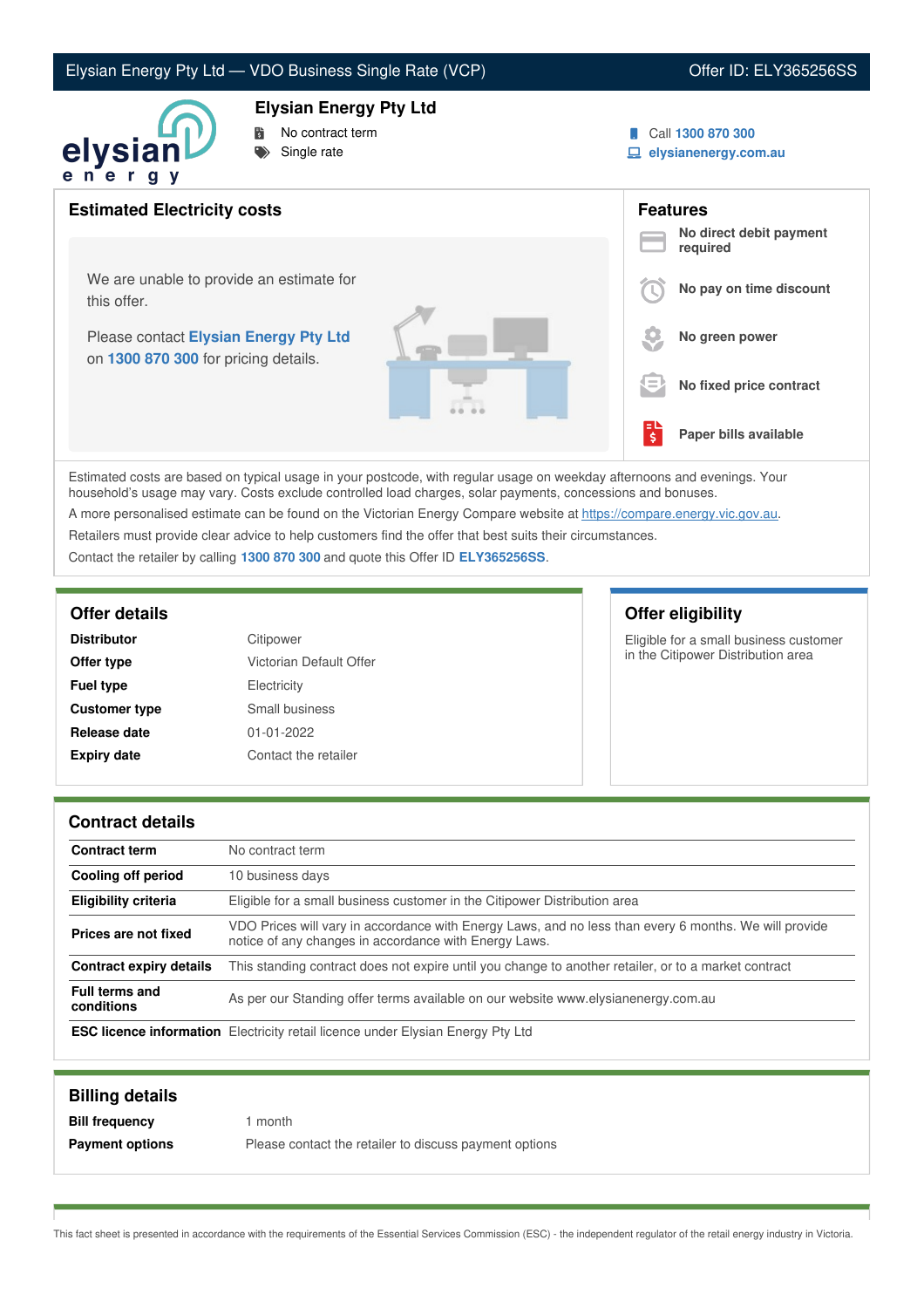Elysian Energy Pty Ltd — VDO Business Single Rate (VCP) | Offer ID: ELY365256SS

# Elysian Energy Pty Ltd

- No contract term
- Single rate

Call **1300 870 300**
**elysianenergy.com.au**

## Estimated Electricity costs

We are unable to provide an estimate for this offer.

Please contact **Elysian Energy Pty Ltd** on **1300 870 300** for pricing details.

## Features

- **No direct debit payment required**
- **No pay on time discount**
- **No green power**
- **No fixed price contract**
- **Paper bills available**

Estimated costs are based on typical usage in your postcode, with regular usage on weekday afternoons and evenings. Your household's usage may vary. Costs exclude controlled load charges, solar payments, concessions and bonuses.

A more personalised estimate can be found on the Victorian Energy Compare website at https://compare.energy.vic.gov.au.

Retailers must provide clear advice to help customers find the offer that best suits their circumstances.

Contact the retailer by calling **1300 870 300** and quote this Offer ID **ELY365256SS**.

## Offer details

| | |
|---|---|
| **Distributor** | Citipower |
| **Offer type** | Victorian Default Offer |
| **Fuel type** | Electricity |
| **Customer type** | Small business |
| **Release date** | 01-01-2022 |
| **Expiry date** | Contact the retailer |

## Offer eligibility

Eligible for a small business customer in the Citipower Distribution area

## Contract details

| | |
|---|---|
| **Contract term** | No contract term |
| **Cooling off period** | 10 business days |
| **Eligibility criteria** | Eligible for a small business customer in the Citipower Distribution area |
| **Prices are not fixed** | VDO Prices will vary in accordance with Energy Laws, and no less than every 6 months. We will provide notice of any changes in accordance with Energy Laws. |
| **Contract expiry details** | This standing contract does not expire until you change to another retailer, or to a market contract |
| **Full terms and conditions** | As per our Standing offer terms available on our website www.elysianenergy.com.au |
| **ESC licence information** | Electricity retail licence under Elysian Energy Pty Ltd |

## Billing details

| | |
|---|---|
| **Bill frequency** | 1 month |
| **Payment options** | Please contact the retailer to discuss payment options |

This fact sheet is presented in accordance with the requirements of the Essential Services Commission (ESC) - the independent regulator of the retail energy industry in Victoria.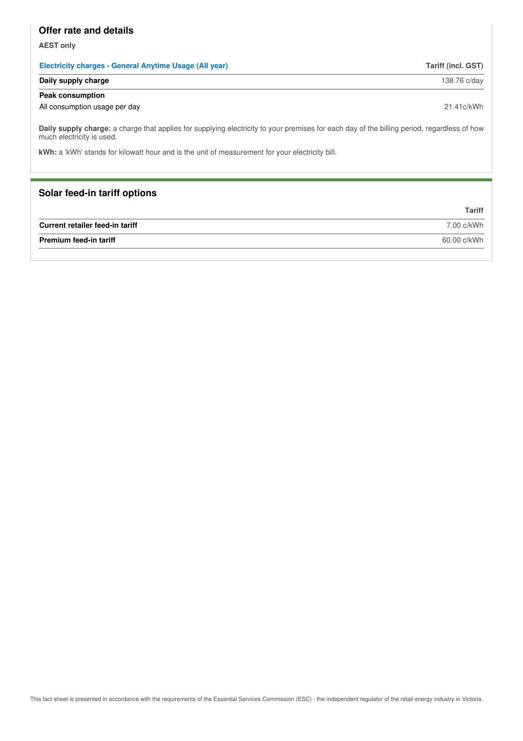## Offer rate and details

**AEST only**

| Electricity charges - General Anytime Usage (All year) | Tariff (incl. GST) |
| --- | --- |
| **Daily supply charge** | 138.76 c/day |
| **Peak consumption** | |
| All consumption usage per day | 21.41c/kWh |

**Daily supply charge:** a charge that applies for supplying electricity to your premises for each day of the billing period, regardless of how much electricity is used.

**kWh:** a 'kWh' stands for kilowatt hour and is the unit of measurement for your electricity bill.

## Solar feed-in tariff options

| | Tariff |
| --- | --- |
| **Current retailer feed-in tariff** | 7.00 c/kWh |
| **Premium feed-in tariff** | 60.00 c/kWh |

This fact sheet is presented in accordance with the requirements of the Essential Services Commission (ESC) - the independent regulator of the retail energy industry in Victoria.